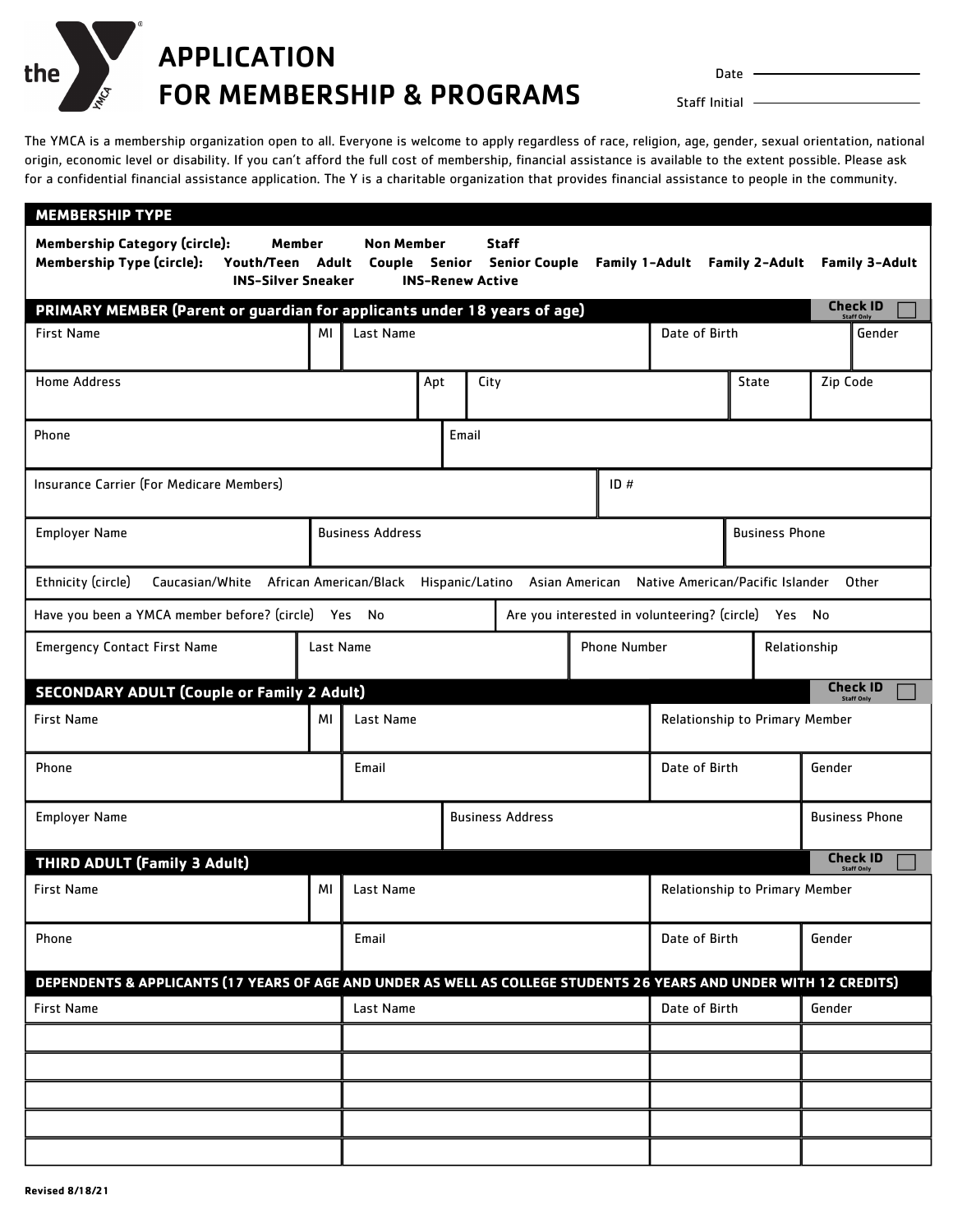# APPLICATION FOR MEMBERSHIP & PROGRAMS

Date ____________

Staff Initial ____________

The YMCA is a membership organization open to all. Everyone is welcome to apply regardless of race, religion, age, gender, sexual orientation, national origin, economic level or disability. If you can't afford the full cost of membership, financial assistance is available to the extent possible. Please ask for a confidential financial assistance application. The Y is a charitable organization that provides financial assistance to people in the community.

## MEMBERSHIP TYPE

**Membership Category (circle):** **Member** **Non Member** **Staff**

**Membership Type (circle):** **Youth/Teen** **Adult** **Couple** **Senior** **Senior Couple** **Family 1-Adult** **Family 2-Adult** **Family 3-Adult** **INS-Silver Sneaker** **INS-Renew Active**

## PRIMARY MEMBER (Parent or guardian for applicants under 18 years of age)

Check ID ☐ (Staff Only)

| First Name | MI | Last Name | Date of Birth | Gender |
|---|---|---|---|---|
| | | | | |

| Home Address | Apt | City | State | Zip Code |
|---|---|---|---|---|
| | | | | |

| Phone | Email |
|---|---|
| | |

| Insurance Carrier (For Medicare Members) | ID # |
|---|---|
| | |

| Employer Name | Business Address | Business Phone |
|---|---|---|
| | | |

Ethnicity (circle) Caucasian/White African American/Black Hispanic/Latino Asian American Native American/Pacific Islander Other

Have you been a YMCA member before? (circle) Yes No

Are you interested in volunteering? (circle) Yes No

| Emergency Contact First Name | Last Name | Phone Number | Relationship |
|---|---|---|---|
| | | | |

## SECONDARY ADULT (Couple or Family 2 Adult)

Check ID ☐ (Staff Only)

| First Name | MI | Last Name | Relationship to Primary Member |
|---|---|---|---|
| | | | |

| Phone | Email | Date of Birth | Gender |
|---|---|---|---|
| | | | |

| Employer Name | Business Address | Business Phone |
|---|---|---|
| | | |

## THIRD ADULT (Family 3 Adult)

Check ID ☐ (Staff Only)

| First Name | MI | Last Name | Relationship to Primary Member |
|---|---|---|---|
| | | | |

| Phone | Email | Date of Birth | Gender |
|---|---|---|---|
| | | | |

## DEPENDENTS & APPLICANTS (17 YEARS OF AGE AND UNDER AS WELL AS COLLEGE STUDENTS 26 YEARS AND UNDER WITH 12 CREDITS)

| First Name | Last Name | Date of Birth | Gender |
|---|---|---|---|
| | | | |
| | | | |
| | | | |
| | | | |
| | | | |

**Revised 8/18/21**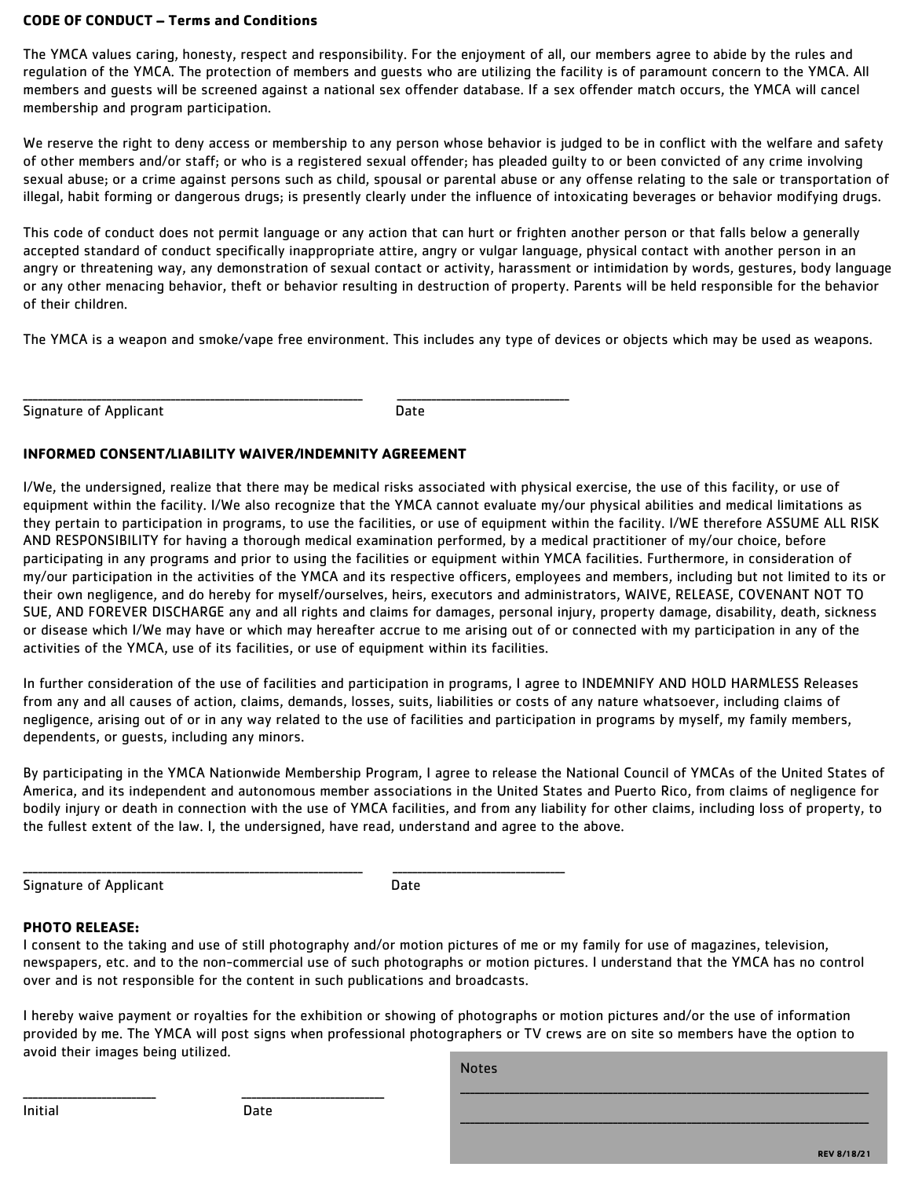**CODE OF CONDUCT – Terms and Conditions**

The YMCA values caring, honesty, respect and responsibility. For the enjoyment of all, our members agree to abide by the rules and regulation of the YMCA. The protection of members and guests who are utilizing the facility is of paramount concern to the YMCA. All members and guests will be screened against a national sex offender database. If a sex offender match occurs, the YMCA will cancel membership and program participation.

We reserve the right to deny access or membership to any person whose behavior is judged to be in conflict with the welfare and safety of other members and/or staff; or who is a registered sexual offender; has pleaded guilty to or been convicted of any crime involving sexual abuse; or a crime against persons such as child, spousal or parental abuse or any offense relating to the sale or transportation of illegal, habit forming or dangerous drugs; is presently clearly under the influence of intoxicating beverages or behavior modifying drugs.

This code of conduct does not permit language or any action that can hurt or frighten another person or that falls below a generally accepted standard of conduct specifically inappropriate attire, angry or vulgar language, physical contact with another person in an angry or threatening way, any demonstration of sexual contact or activity, harassment or intimidation by words, gestures, body language or any other menacing behavior, theft or behavior resulting in destruction of property. Parents will be held responsible for the behavior of their children.

The YMCA is a weapon and smoke/vape free environment. This includes any type of devices or objects which may be used as weapons.

_______________________________________ _____________________

Signature of Applicant Date

**INFORMED CONSENT/LIABILITY WAIVER/INDEMNITY AGREEMENT**

I/We, the undersigned, realize that there may be medical risks associated with physical exercise, the use of this facility, or use of equipment within the facility. I/We also recognize that the YMCA cannot evaluate my/our physical abilities and medical limitations as they pertain to participation in programs, to use the facilities, or use of equipment within the facility. I/WE therefore ASSUME ALL RISK AND RESPONSIBILITY for having a thorough medical examination performed, by a medical practitioner of my/our choice, before participating in any programs and prior to using the facilities or equipment within YMCA facilities. Furthermore, in consideration of my/our participation in the activities of the YMCA and its respective officers, employees and members, including but not limited to its or their own negligence, and do hereby for myself/ourselves, heirs, executors and administrators, WAIVE, RELEASE, COVENANT NOT TO SUE, AND FOREVER DISCHARGE any and all rights and claims for damages, personal injury, property damage, disability, death, sickness or disease which I/We may have or which may hereafter accrue to me arising out of or connected with my participation in any of the activities of the YMCA, use of its facilities, or use of equipment within its facilities.

In further consideration of the use of facilities and participation in programs, I agree to INDEMNIFY AND HOLD HARMLESS Releases from any and all causes of action, claims, demands, losses, suits, liabilities or costs of any nature whatsoever, including claims of negligence, arising out of or in any way related to the use of facilities and participation in programs by myself, my family members, dependents, or guests, including any minors.

By participating in the YMCA Nationwide Membership Program, I agree to release the National Council of YMCAs of the United States of America, and its independent and autonomous member associations in the United States and Puerto Rico, from claims of negligence for bodily injury or death in connection with the use of YMCA facilities, and from any liability for other claims, including loss of property, to the fullest extent of the law. I, the undersigned, have read, understand and agree to the above.

_______________________________________ _____________________

Signature of Applicant Date

**PHOTO RELEASE:**

I consent to the taking and use of still photography and/or motion pictures of me or my family for use of magazines, television, newspapers, etc. and to the non-commercial use of such photographs or motion pictures. I understand that the YMCA has no control over and is not responsible for the content in such publications and broadcasts.

I hereby waive payment or royalties for the exhibition or showing of photographs or motion pictures and/or the use of information provided by me. The YMCA will post signs when professional photographers or TV crews are on site so members have the option to avoid their images being utilized.

_______________ _________________

Initial Date

Notes

_______________________________________________

_______________________________________________

REV 8/18/21